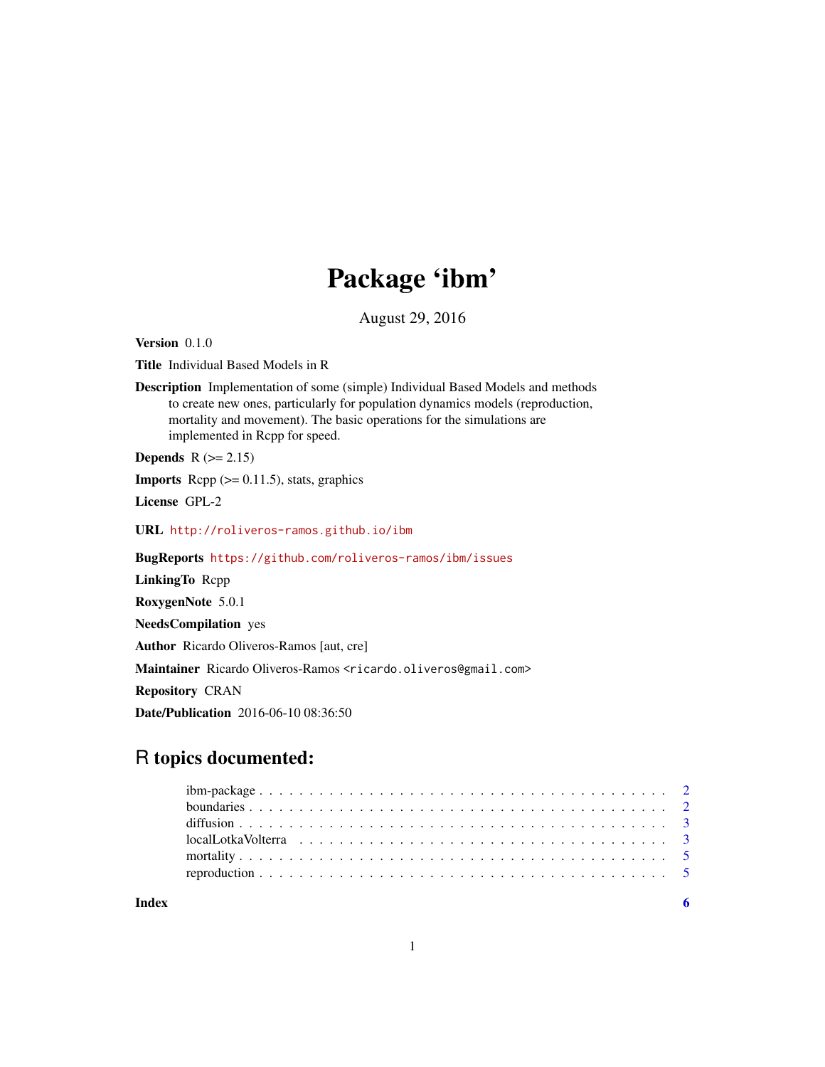# Package 'ibm'

August 29, 2016

**Version** 0.1.0

**Title** Individual Based Models in R

**Description** Implementation of some (simple) Individual Based Models and methods to create new ones, particularly for population dynamics models (reproduction, mortality and movement). The basic operations for the simulations are implemented in Rcpp for speed.

**Depends** R (>= 2.15)

**Imports** Rcpp (>= 0.11.5), stats, graphics

**License** GPL-2

**URL** http://roliveros-ramos.github.io/ibm

**BugReports** https://github.com/roliveros-ramos/ibm/issues

**LinkingTo** Rcpp

**RoxygenNote** 5.0.1

**NeedsCompilation** yes

**Author** Ricardo Oliveros-Ramos [aut, cre]

**Maintainer** Ricardo Oliveros-Ramos <ricardo.oliveros@gmail.com>

**Repository** CRAN

**Date/Publication** 2016-06-10 08:36:50

## R topics documented:

| | |
|---|---|
| ibm-package | 2 |
| boundaries | 2 |
| diffusion | 3 |
| localLotkaVolterra | 3 |
| mortality | 5 |
| reproduction | 5 |
| **Index** | **6** |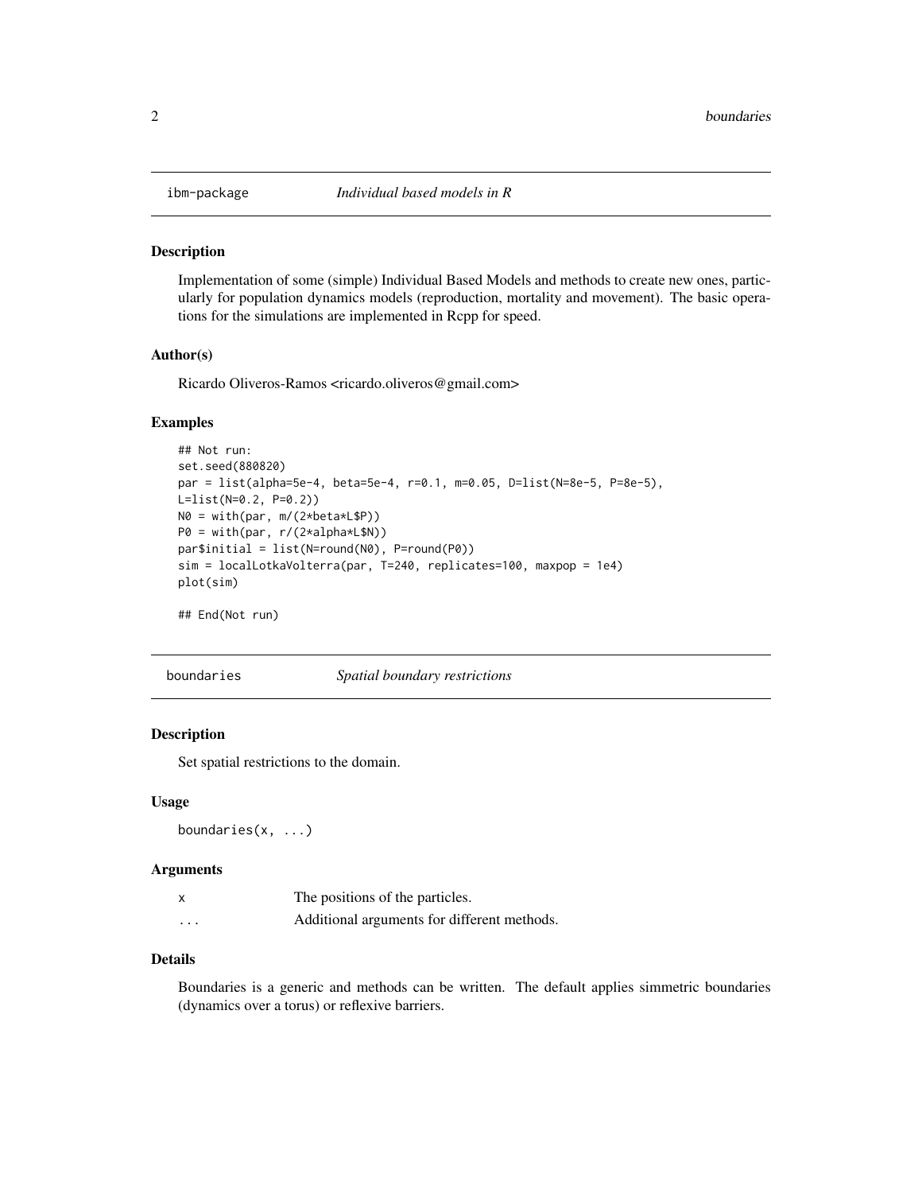## ibm-package *Individual based models in R*

### Description

Implementation of some (simple) Individual Based Models and methods to create new ones, particularly for population dynamics models (reproduction, mortality and movement). The basic operations for the simulations are implemented in Rcpp for speed.

### Author(s)

Ricardo Oliveros-Ramos <ricardo.oliveros@gmail.com>

### Examples

```
## Not run:
set.seed(880820)
par = list(alpha=5e-4, beta=5e-4, r=0.1, m=0.05, D=list(N=8e-5, P=8e-5),
L=list(N=0.2, P=0.2))
N0 = with(par, m/(2*beta*L$P))
P0 = with(par, r/(2*alpha*L$N))
par$initial = list(N=round(N0), P=round(P0))
sim = localLotkaVolterra(par, T=240, replicates=100, maxpop = 1e4)
plot(sim)

## End(Not run)
```

## boundaries *Spatial boundary restrictions*

### Description

Set spatial restrictions to the domain.

### Usage

```
boundaries(x, ...)
```

### Arguments

| | |
|---|---|
| x | The positions of the particles. |
| ... | Additional arguments for different methods. |

### Details

Boundaries is a generic and methods can be written. The default applies simmetric boundaries (dynamics over a torus) or reflexive barriers.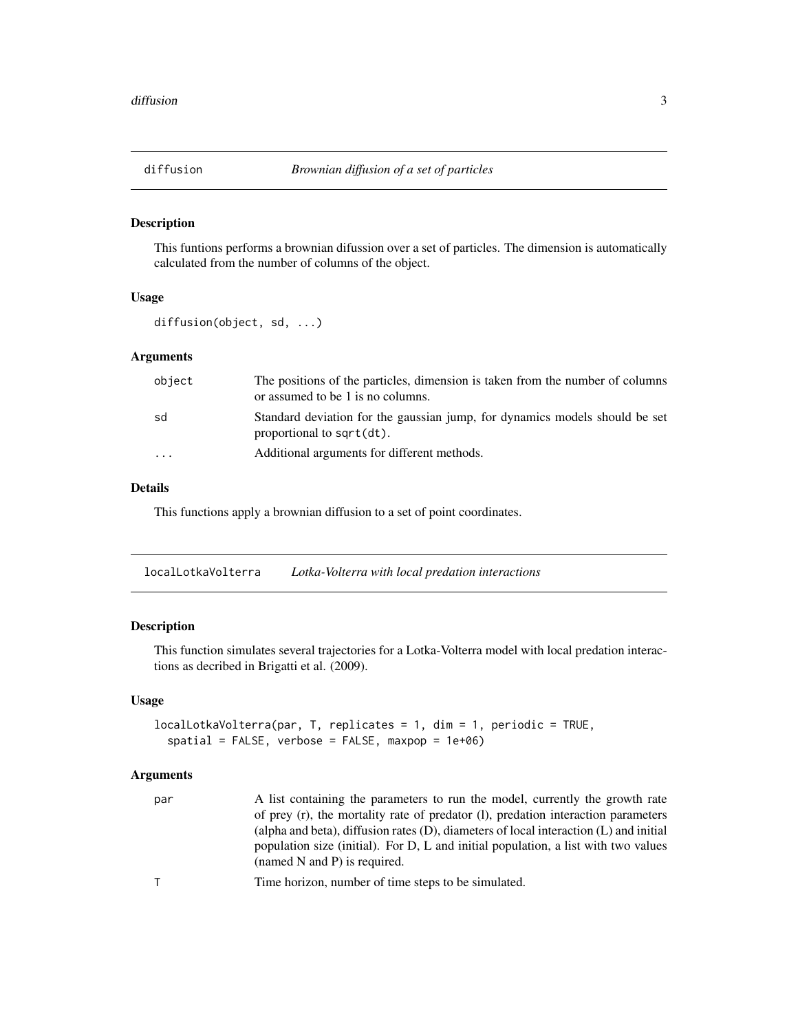## diffusion — *Brownian diffusion of a set of particles*

### Description

This funtions performs a brownian difussion over a set of particles. The dimension is automatically calculated from the number of columns of the object.

### Usage

```
diffusion(object, sd, ...)
```

### Arguments

| | |
|---|---|
| object | The positions of the particles, dimension is taken from the number of columns or assumed to be 1 is no columns. |
| sd | Standard deviation for the gaussian jump, for dynamics models should be set proportional to sqrt(dt). |
| ... | Additional arguments for different methods. |

### Details

This functions apply a brownian diffusion to a set of point coordinates.

## localLotkaVolterra — *Lotka-Volterra with local predation interactions*

### Description

This function simulates several trajectories for a Lotka-Volterra model with local predation interactions as decribed in Brigatti et al. (2009).

### Usage

```
localLotkaVolterra(par, T, replicates = 1, dim = 1, periodic = TRUE,
  spatial = FALSE, verbose = FALSE, maxpop = 1e+06)
```

### Arguments

| | |
|---|---|
| par | A list containing the parameters to run the model, currently the growth rate of prey (r), the mortality rate of predator (l), predation interaction parameters (alpha and beta), diffusion rates (D), diameters of local interaction (L) and initial population size (initial). For D, L and initial population, a list with two values (named N and P) is required. |
| T | Time horizon, number of time steps to be simulated. |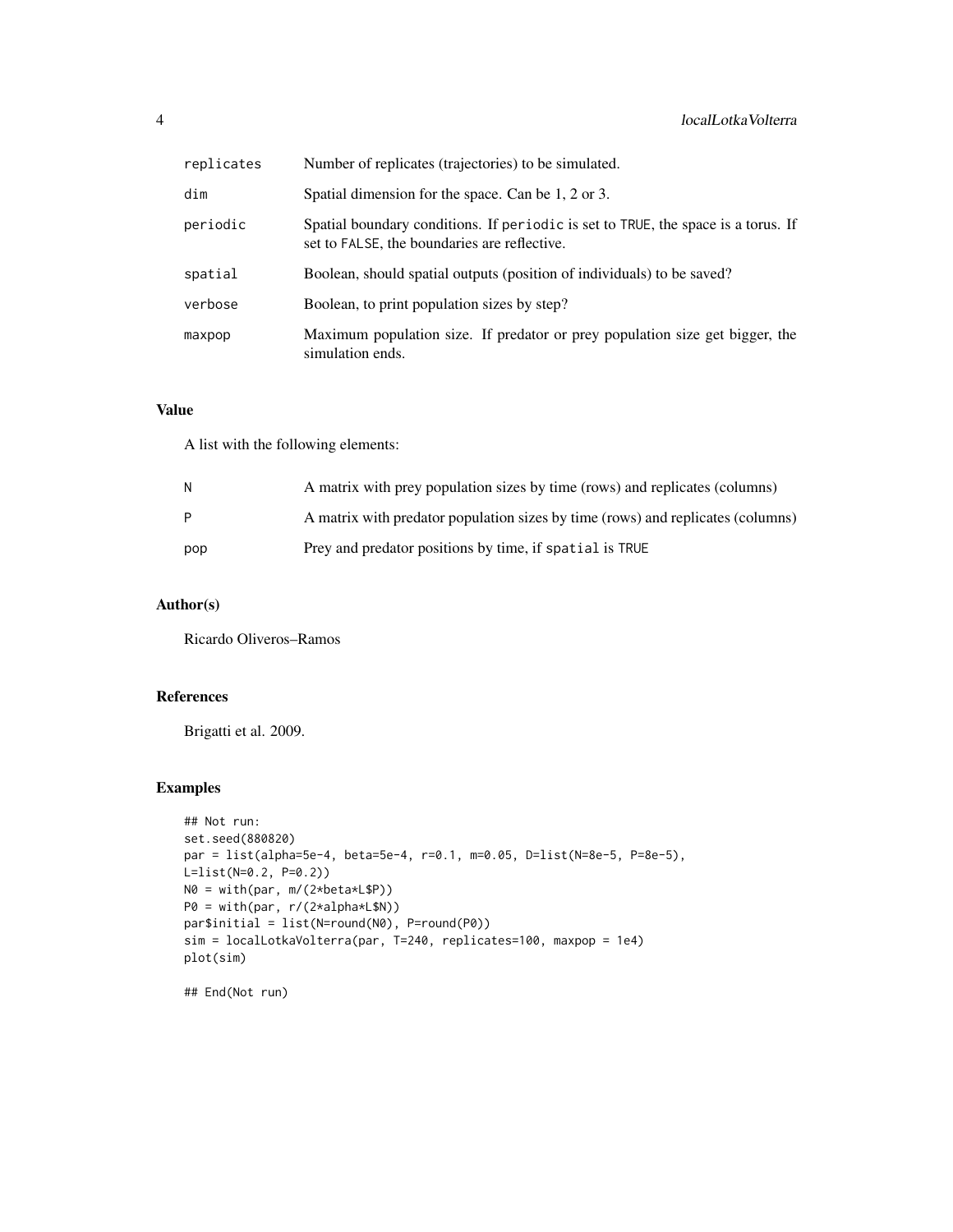| | |
|---|---|
| `replicates` | Number of replicates (trajectories) to be simulated. |
| `dim` | Spatial dimension for the space. Can be 1, 2 or 3. |
| `periodic` | Spatial boundary conditions. If `periodic` is set to `TRUE`, the space is a torus. If set to `FALSE`, the boundaries are reflective. |
| `spatial` | Boolean, should spatial outputs (position of individuals) to be saved? |
| `verbose` | Boolean, to print population sizes by step? |
| `maxpop` | Maximum population size. If predator or prey population size get bigger, the simulation ends. |

### Value

A list with the following elements:

| | |
|---|---|
| `N` | A matrix with prey population sizes by time (rows) and replicates (columns) |
| `P` | A matrix with predator population sizes by time (rows) and replicates (columns) |
| `pop` | Prey and predator positions by time, if `spatial` is `TRUE` |

### Author(s)

Ricardo Oliveros–Ramos

### References

Brigatti et al. 2009.

### Examples

```
## Not run:
set.seed(880820)
par = list(alpha=5e-4, beta=5e-4, r=0.1, m=0.05, D=list(N=8e-5, P=8e-5),
L=list(N=0.2, P=0.2))
N0 = with(par, m/(2*beta*L$P))
P0 = with(par, r/(2*alpha*L$N))
par$initial = list(N=round(N0), P=round(P0))
sim = localLotkaVolterra(par, T=240, replicates=100, maxpop = 1e4)
plot(sim)

## End(Not run)
```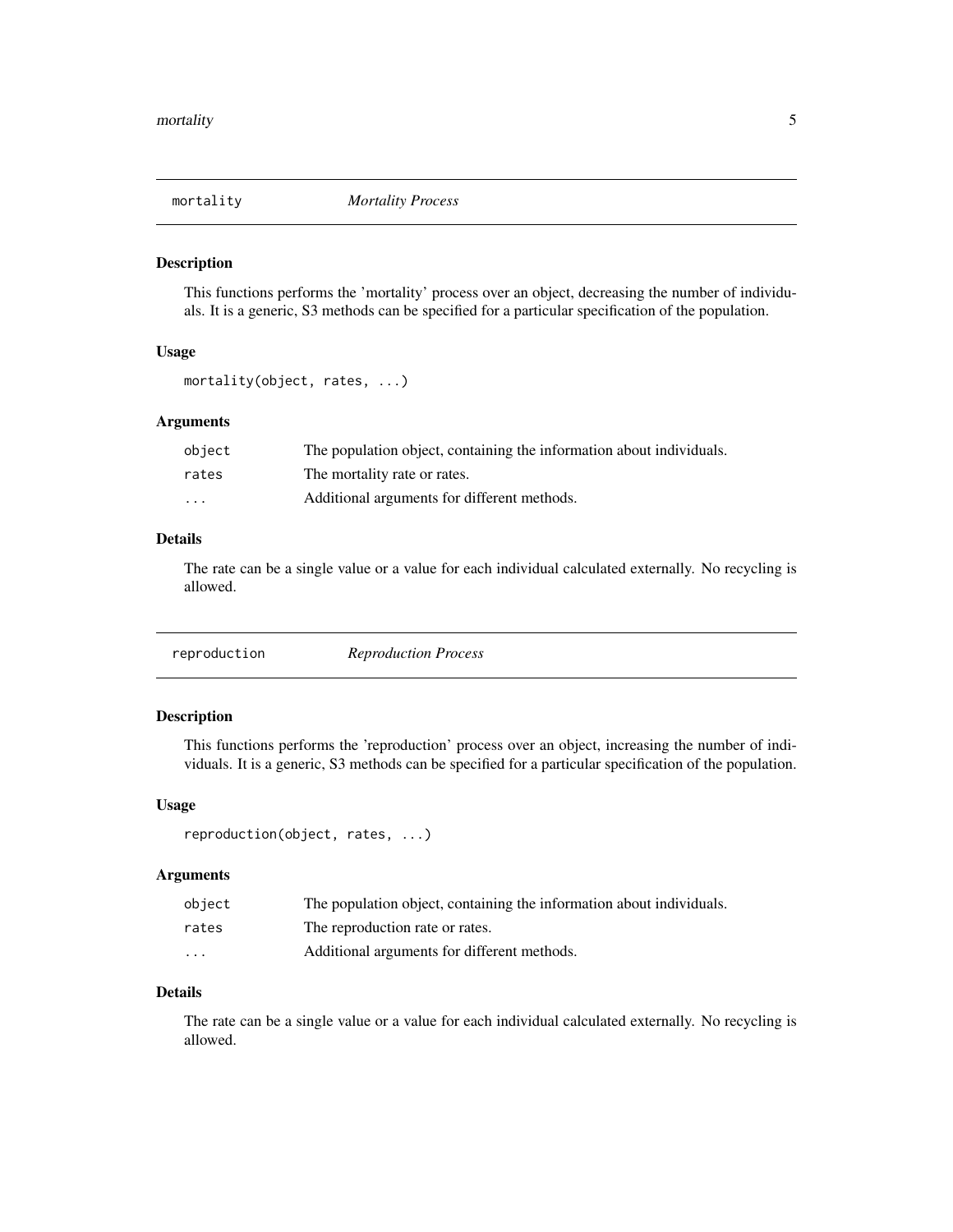## `mortality` *Mortality Process*

### Description

This functions performs the 'mortality' process over an object, decreasing the number of individuals. It is a generic, S3 methods can be specified for a particular specification of the population.

### Usage

```
mortality(object, rates, ...)
```

### Arguments

| | |
|---|---|
| `object` | The population object, containing the information about individuals. |
| `rates` | The mortality rate or rates. |
| `...` | Additional arguments for different methods. |

### Details

The rate can be a single value or a value for each individual calculated externally. No recycling is allowed.

## `reproduction` *Reproduction Process*

### Description

This functions performs the 'reproduction' process over an object, increasing the number of individuals. It is a generic, S3 methods can be specified for a particular specification of the population.

### Usage

```
reproduction(object, rates, ...)
```

### Arguments

| | |
|---|---|
| `object` | The population object, containing the information about individuals. |
| `rates` | The reproduction rate or rates. |
| `...` | Additional arguments for different methods. |

### Details

The rate can be a single value or a value for each individual calculated externally. No recycling is allowed.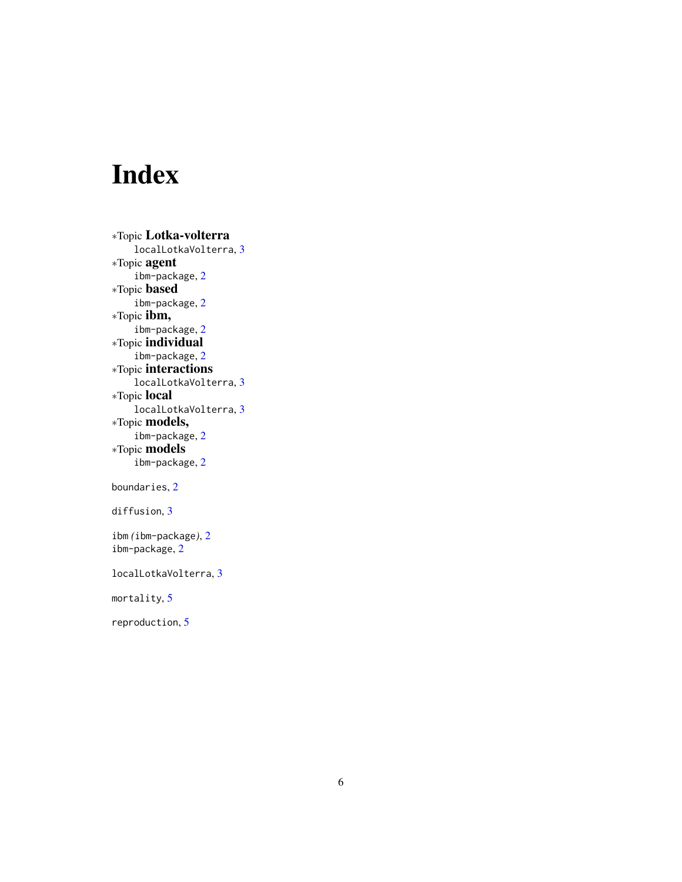# Index

*Topic **Lotka-volterra**
  localLotkaVolterra, 3

*Topic **agent**
  ibm-package, 2

*Topic **based**
  ibm-package, 2

*Topic **ibm,**
  ibm-package, 2

*Topic **individual**
  ibm-package, 2

*Topic **interactions**
  localLotkaVolterra, 3

*Topic **local**
  localLotkaVolterra, 3

*Topic **models,**
  ibm-package, 2

*Topic **models**
  ibm-package, 2

boundaries, 2

diffusion, 3

ibm (ibm-package), 2
ibm-package, 2

localLotkaVolterra, 3

mortality, 5

reproduction, 5